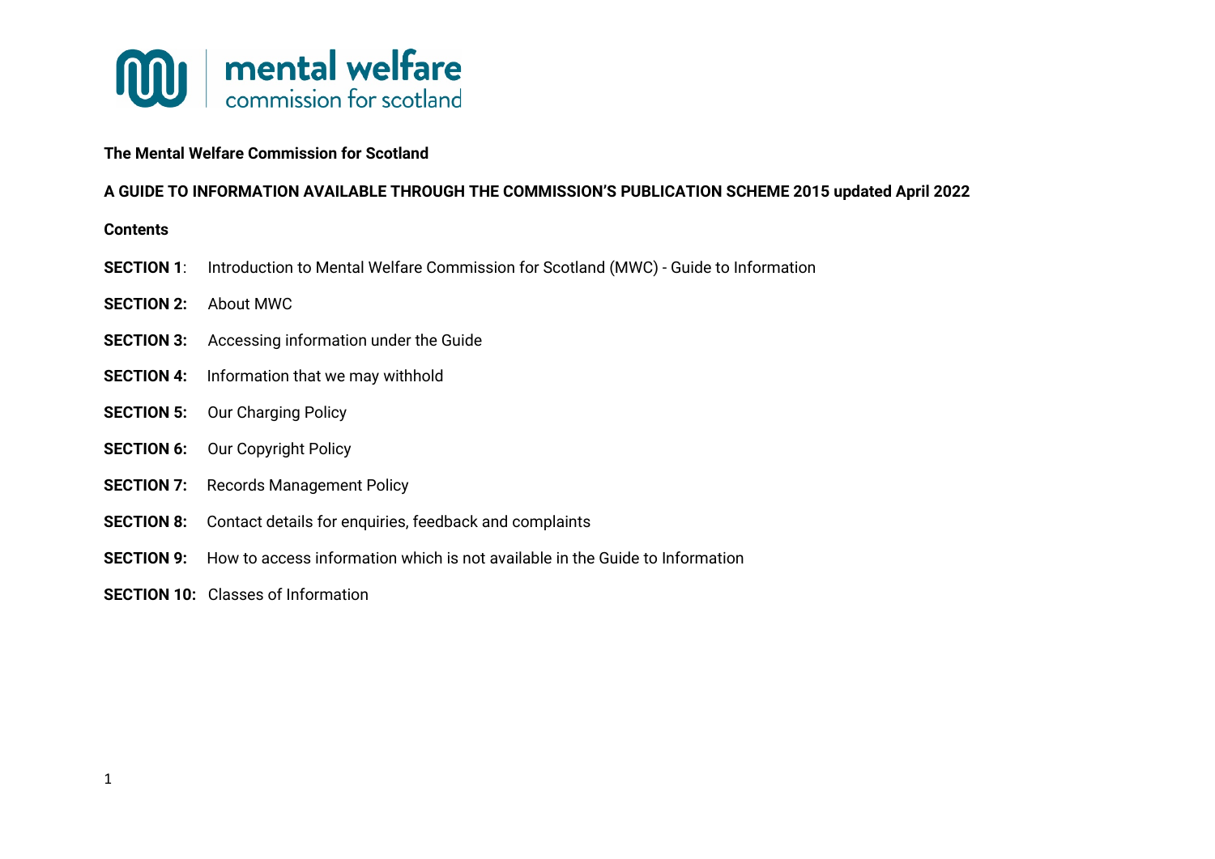mental welfare commission for scotland

**The Mental Welfare Commission for Scotland**

**A GUIDE TO INFORMATION AVAILABLE THROUGH THE COMMISSION'S PUBLICATION SCHEME 2015 updated April 2022**

**Contents**

**SECTION 1**: Introduction to Mental Welfare Commission for Scotland (MWC) - Guide to Information

**SECTION 2:** About MWC

**SECTION 3:** Accessing information under the Guide

**SECTION 4:** Information that we may withhold

**SECTION 5:** Our Charging Policy

**SECTION 6:** Our Copyright Policy

**SECTION 7:** Records Management Policy

**SECTION 8:** Contact details for enquiries, feedback and complaints

**SECTION 9:** How to access information which is not available in the Guide to Information

**SECTION 10:** Classes of Information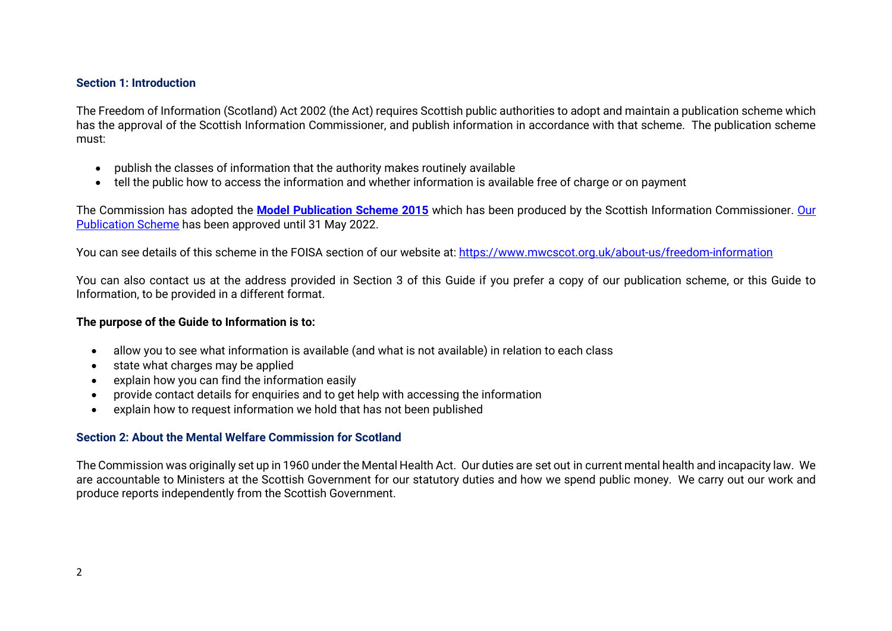## Section 1: Introduction

The Freedom of Information (Scotland) Act 2002 (the Act) requires Scottish public authorities to adopt and maintain a publication scheme which has the approval of the Scottish Information Commissioner, and publish information in accordance with that scheme. The publication scheme must:

- publish the classes of information that the authority makes routinely available
- tell the public how to access the information and whether information is available free of charge or on payment

The Commission has adopted the **Model Publication Scheme 2015** which has been produced by the Scottish Information Commissioner. Our Publication Scheme has been approved until 31 May 2022.

You can see details of this scheme in the FOISA section of our website at: https://www.mwcscot.org.uk/about-us/freedom-information

You can also contact us at the address provided in Section 3 of this Guide if you prefer a copy of our publication scheme, or this Guide to Information, to be provided in a different format.

**The purpose of the Guide to Information is to:**

- allow you to see what information is available (and what is not available) in relation to each class
- state what charges may be applied
- explain how you can find the information easily
- provide contact details for enquiries and to get help with accessing the information
- explain how to request information we hold that has not been published

## Section 2: About the Mental Welfare Commission for Scotland

The Commission was originally set up in 1960 under the Mental Health Act. Our duties are set out in current mental health and incapacity law. We are accountable to Ministers at the Scottish Government for our statutory duties and how we spend public money. We carry out our work and produce reports independently from the Scottish Government.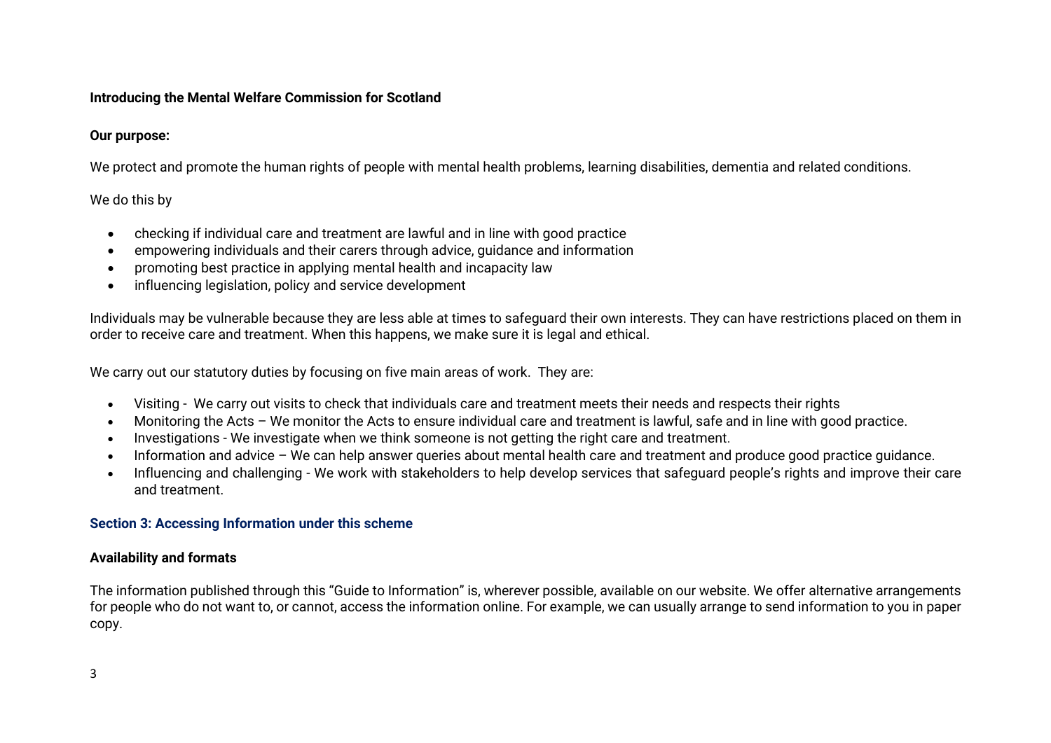**Introducing the Mental Welfare Commission for Scotland**

**Our purpose:**

We protect and promote the human rights of people with mental health problems, learning disabilities, dementia and related conditions.

We do this by

- checking if individual care and treatment are lawful and in line with good practice
- empowering individuals and their carers through advice, guidance and information
- promoting best practice in applying mental health and incapacity law
- influencing legislation, policy and service development

Individuals may be vulnerable because they are less able at times to safeguard their own interests. They can have restrictions placed on them in order to receive care and treatment. When this happens, we make sure it is legal and ethical.

We carry out our statutory duties by focusing on five main areas of work. They are:

- Visiting - We carry out visits to check that individuals care and treatment meets their needs and respects their rights
- Monitoring the Acts – We monitor the Acts to ensure individual care and treatment is lawful, safe and in line with good practice.
- Investigations - We investigate when we think someone is not getting the right care and treatment.
- Information and advice – We can help answer queries about mental health care and treatment and produce good practice guidance.
- Influencing and challenging - We work with stakeholders to help develop services that safeguard people's rights and improve their care and treatment.

## Section 3: Accessing Information under this scheme

**Availability and formats**

The information published through this "Guide to Information" is, wherever possible, available on our website. We offer alternative arrangements for people who do not want to, or cannot, access the information online. For example, we can usually arrange to send information to you in paper copy.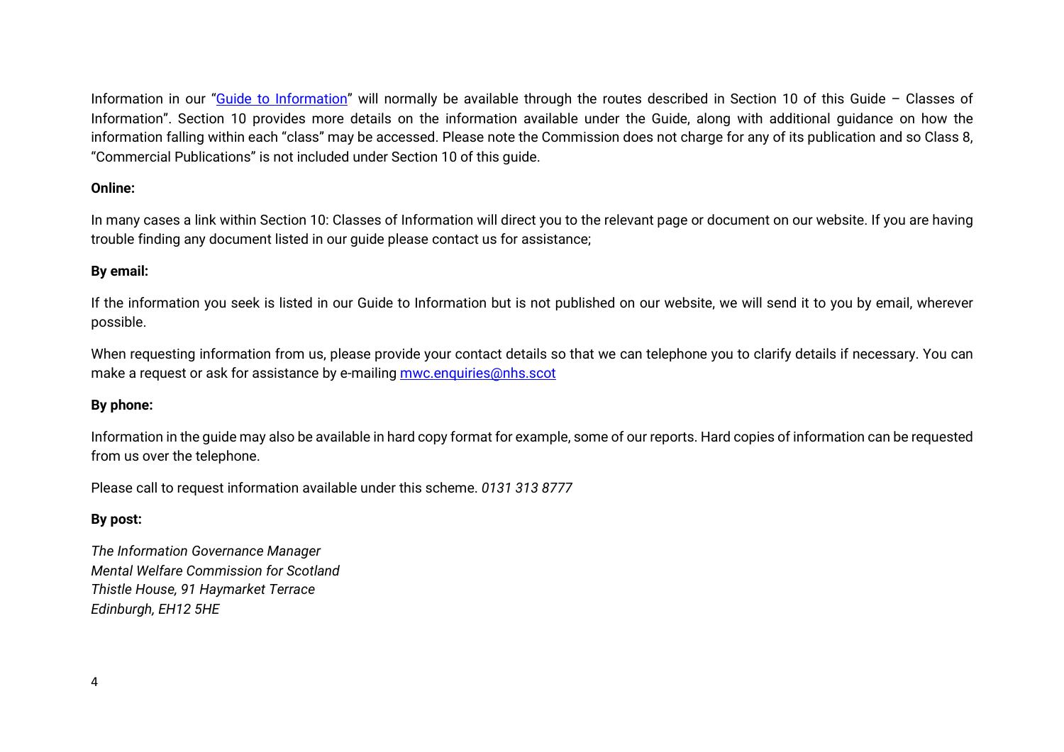Information in our "[Guide to Information](Guide to Information)" will normally be available through the routes described in Section 10 of this Guide – Classes of Information". Section 10 provides more details on the information available under the Guide, along with additional guidance on how the information falling within each "class" may be accessed. Please note the Commission does not charge for any of its publication and so Class 8, "Commercial Publications" is not included under Section 10 of this guide.

**Online:**

In many cases a link within Section 10: Classes of Information will direct you to the relevant page or document on our website. If you are having trouble finding any document listed in our guide please contact us for assistance;

**By email:**

If the information you seek is listed in our Guide to Information but is not published on our website, we will send it to you by email, wherever possible.

When requesting information from us, please provide your contact details so that we can telephone you to clarify details if necessary. You can make a request or ask for assistance by e-mailing mwc.enquiries@nhs.scot

**By phone:**

Information in the guide may also be available in hard copy format for example, some of our reports. Hard copies of information can be requested from us over the telephone.

Please call to request information available under this scheme. *0131 313 8777*

**By post:**

*The Information Governance Manager*
*Mental Welfare Commission for Scotland*
*Thistle House, 91 Haymarket Terrace*
*Edinburgh, EH12 5HE*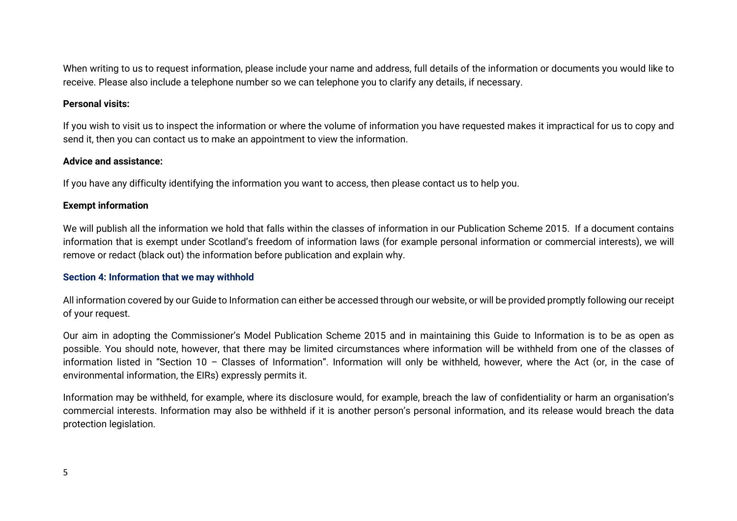When writing to us to request information, please include your name and address, full details of the information or documents you would like to receive. Please also include a telephone number so we can telephone you to clarify any details, if necessary.

**Personal visits:**

If you wish to visit us to inspect the information or where the volume of information you have requested makes it impractical for us to copy and send it, then you can contact us to make an appointment to view the information.

**Advice and assistance:**

If you have any difficulty identifying the information you want to access, then please contact us to help you.

**Exempt information**

We will publish all the information we hold that falls within the classes of information in our Publication Scheme 2015. If a document contains information that is exempt under Scotland's freedom of information laws (for example personal information or commercial interests), we will remove or redact (black out) the information before publication and explain why.

## Section 4: Information that we may withhold

All information covered by our Guide to Information can either be accessed through our website, or will be provided promptly following our receipt of your request.

Our aim in adopting the Commissioner's Model Publication Scheme 2015 and in maintaining this Guide to Information is to be as open as possible. You should note, however, that there may be limited circumstances where information will be withheld from one of the classes of information listed in "Section 10 – Classes of Information". Information will only be withheld, however, where the Act (or, in the case of environmental information, the EIRs) expressly permits it.

Information may be withheld, for example, where its disclosure would, for example, breach the law of confidentiality or harm an organisation's commercial interests. Information may also be withheld if it is another person's personal information, and its release would breach the data protection legislation.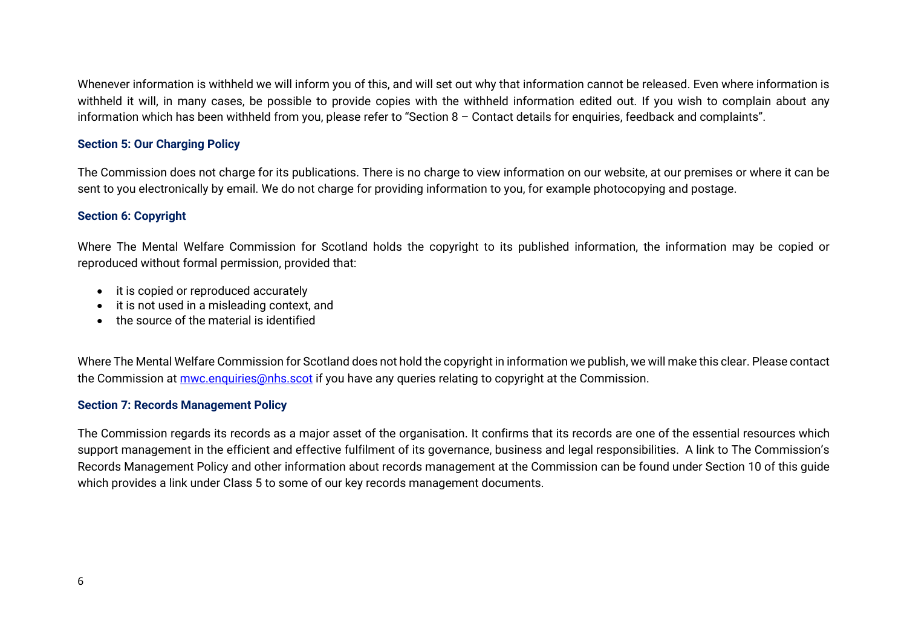Whenever information is withheld we will inform you of this, and will set out why that information cannot be released. Even where information is withheld it will, in many cases, be possible to provide copies with the withheld information edited out. If you wish to complain about any information which has been withheld from you, please refer to "Section 8 – Contact details for enquiries, feedback and complaints".

### Section 5: Our Charging Policy

The Commission does not charge for its publications. There is no charge to view information on our website, at our premises or where it can be sent to you electronically by email. We do not charge for providing information to you, for example photocopying and postage.

### Section 6: Copyright

Where The Mental Welfare Commission for Scotland holds the copyright to its published information, the information may be copied or reproduced without formal permission, provided that:

- it is copied or reproduced accurately
- it is not used in a misleading context, and
- the source of the material is identified

Where The Mental Welfare Commission for Scotland does not hold the copyright in information we publish, we will make this clear. Please contact the Commission at [mwc.enquiries@nhs.scot](mailto:mwc.enquiries@nhs.scot) if you have any queries relating to copyright at the Commission.

### Section 7: Records Management Policy

The Commission regards its records as a major asset of the organisation. It confirms that its records are one of the essential resources which support management in the efficient and effective fulfilment of its governance, business and legal responsibilities. A link to The Commission's Records Management Policy and other information about records management at the Commission can be found under Section 10 of this guide which provides a link under Class 5 to some of our key records management documents.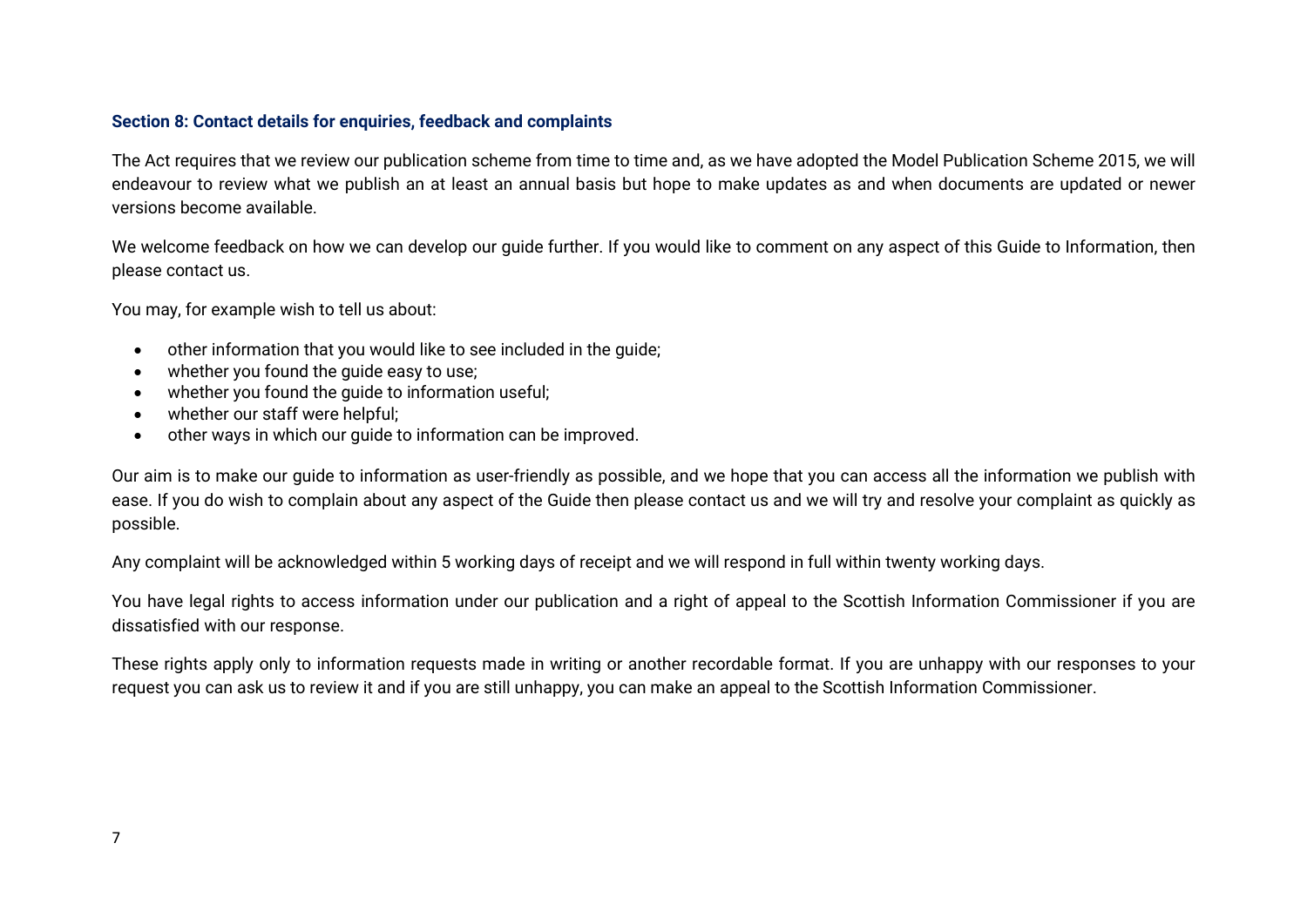## Section 8: Contact details for enquiries, feedback and complaints

The Act requires that we review our publication scheme from time to time and, as we have adopted the Model Publication Scheme 2015, we will endeavour to review what we publish an at least an annual basis but hope to make updates as and when documents are updated or newer versions become available.

We welcome feedback on how we can develop our guide further. If you would like to comment on any aspect of this Guide to Information, then please contact us.

You may, for example wish to tell us about:

- other information that you would like to see included in the guide;
- whether you found the guide easy to use;
- whether you found the guide to information useful;
- whether our staff were helpful;
- other ways in which our guide to information can be improved.

Our aim is to make our guide to information as user-friendly as possible, and we hope that you can access all the information we publish with ease. If you do wish to complain about any aspect of the Guide then please contact us and we will try and resolve your complaint as quickly as possible.

Any complaint will be acknowledged within 5 working days of receipt and we will respond in full within twenty working days.

You have legal rights to access information under our publication and a right of appeal to the Scottish Information Commissioner if you are dissatisfied with our response.

These rights apply only to information requests made in writing or another recordable format. If you are unhappy with our responses to your request you can ask us to review it and if you are still unhappy, you can make an appeal to the Scottish Information Commissioner.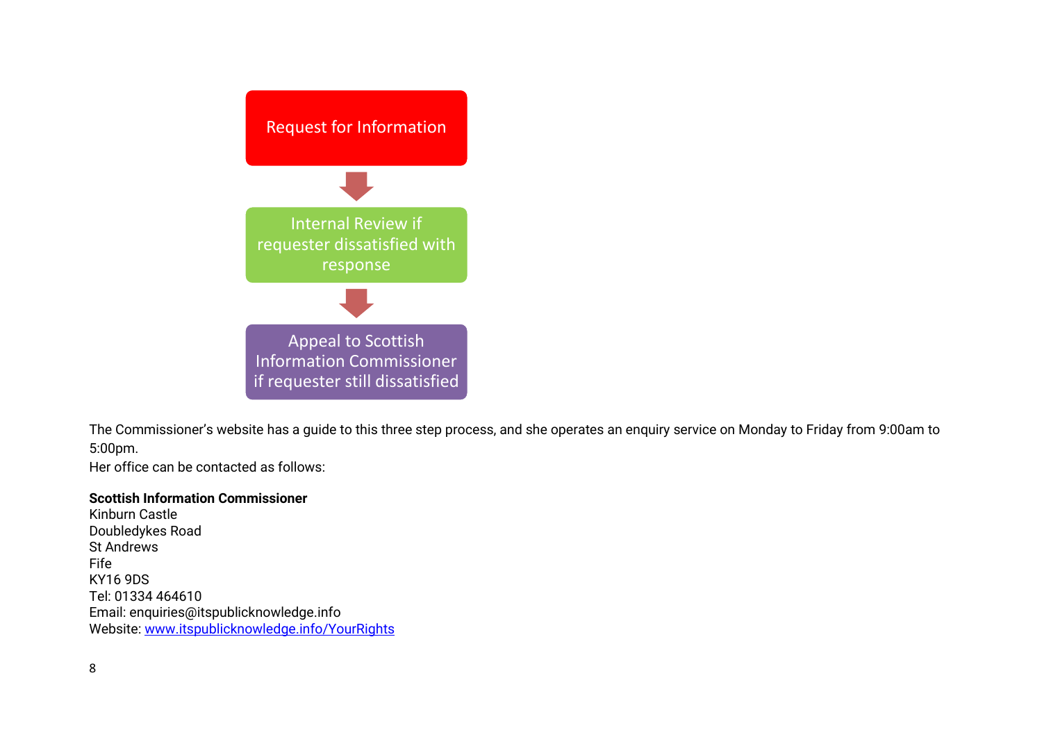Request for Information

↓

Internal Review if requester dissatisfied with response

↓

Appeal to Scottish Information Commissioner if requester still dissatisfied

The Commissioner's website has a guide to this three step process, and she operates an enquiry service on Monday to Friday from 9:00am to 5:00pm.
Her office can be contacted as follows:

**Scottish Information Commissioner**
Kinburn Castle
Doubledykes Road
St Andrews
Fife
KY16 9DS
Tel: 01334 464610
Email: enquiries@itspublicknowledge.info
Website: [www.itspublicknowledge.info/YourRights](http://www.itspublicknowledge.info/YourRights)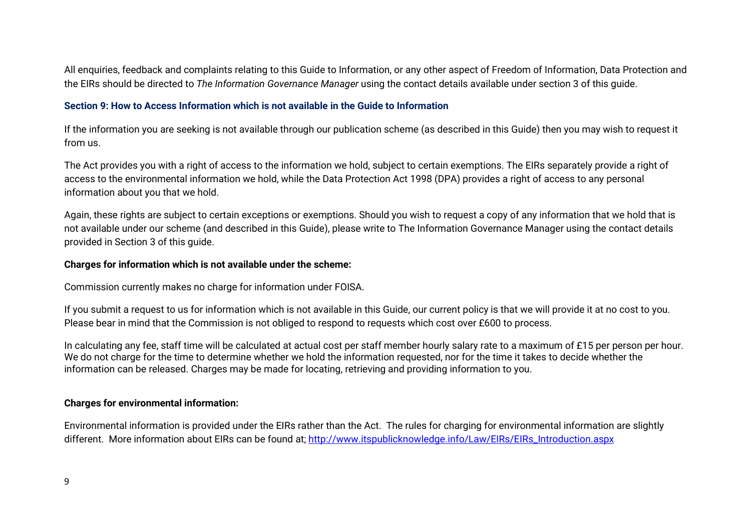All enquiries, feedback and complaints relating to this Guide to Information, or any other aspect of Freedom of Information, Data Protection and the EIRs should be directed to *The Information Governance Manager* using the contact details available under section 3 of this guide.

### Section 9: How to Access Information which is not available in the Guide to Information

If the information you are seeking is not available through our publication scheme (as described in this Guide) then you may wish to request it from us.

The Act provides you with a right of access to the information we hold, subject to certain exemptions. The EIRs separately provide a right of access to the environmental information we hold, while the Data Protection Act 1998 (DPA) provides a right of access to any personal information about you that we hold.

Again, these rights are subject to certain exceptions or exemptions. Should you wish to request a copy of any information that we hold that is not available under our scheme (and described in this Guide), please write to The Information Governance Manager using the contact details provided in Section 3 of this guide.

**Charges for information which is not available under the scheme:**

Commission currently makes no charge for information under FOISA.

If you submit a request to us for information which is not available in this Guide, our current policy is that we will provide it at no cost to you. Please bear in mind that the Commission is not obliged to respond to requests which cost over £600 to process.

In calculating any fee, staff time will be calculated at actual cost per staff member hourly salary rate to a maximum of £15 per person per hour. We do not charge for the time to determine whether we hold the information requested, nor for the time it takes to decide whether the information can be released. Charges may be made for locating, retrieving and providing information to you.

**Charges for environmental information:**

Environmental information is provided under the EIRs rather than the Act. The rules for charging for environmental information are slightly different. More information about EIRs can be found at; [http://www.itspublicknowledge.info/Law/EIRs/EIRs_Introduction.aspx](http://www.itspublicknowledge.info/Law/EIRs/EIRs_Introduction.aspx)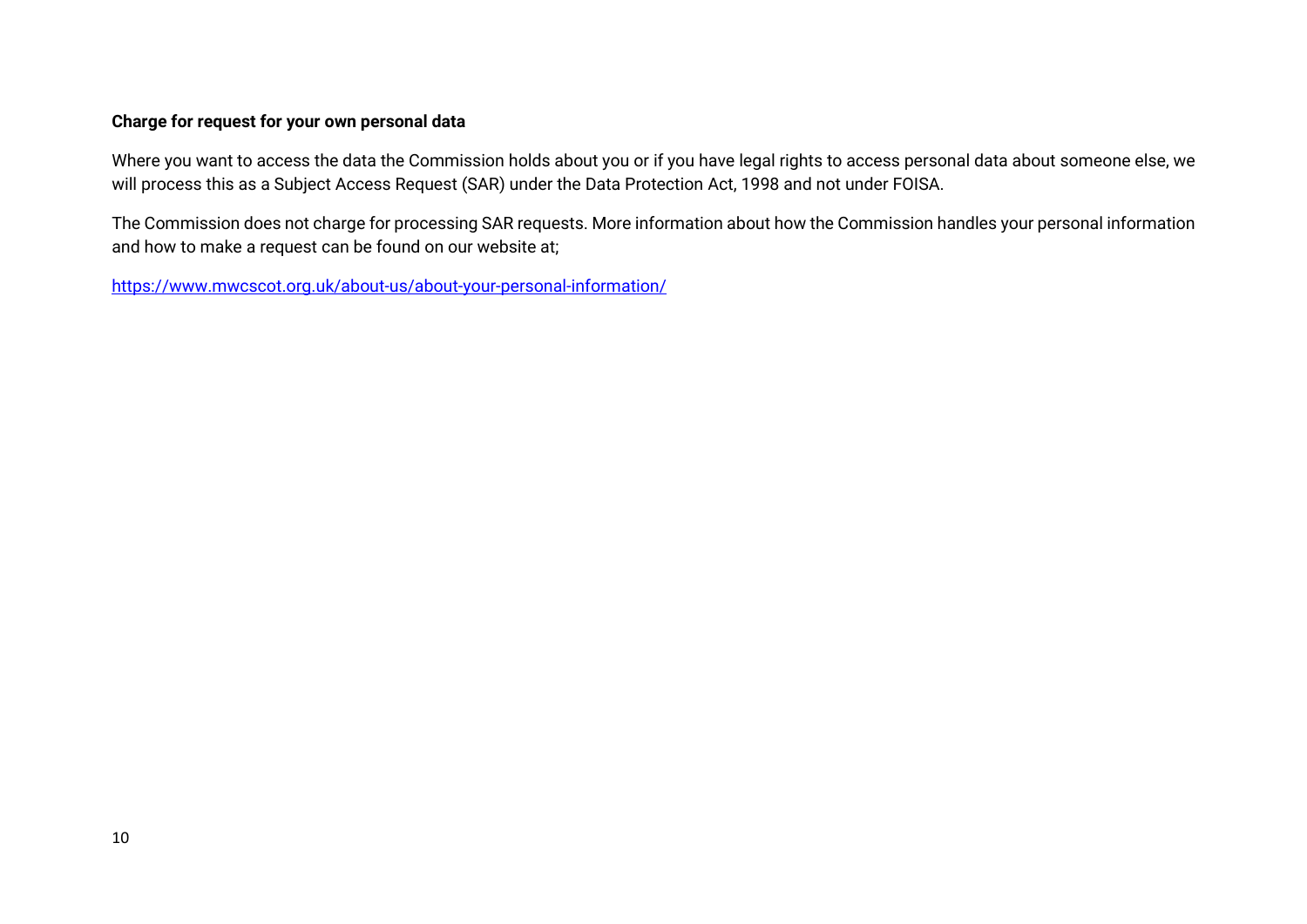**Charge for request for your own personal data**

Where you want to access the data the Commission holds about you or if you have legal rights to access personal data about someone else, we will process this as a Subject Access Request (SAR) under the Data Protection Act, 1998 and not under FOISA.

The Commission does not charge for processing SAR requests. More information about how the Commission handles your personal information and how to make a request can be found on our website at;

https://www.mwcscot.org.uk/about-us/about-your-personal-information/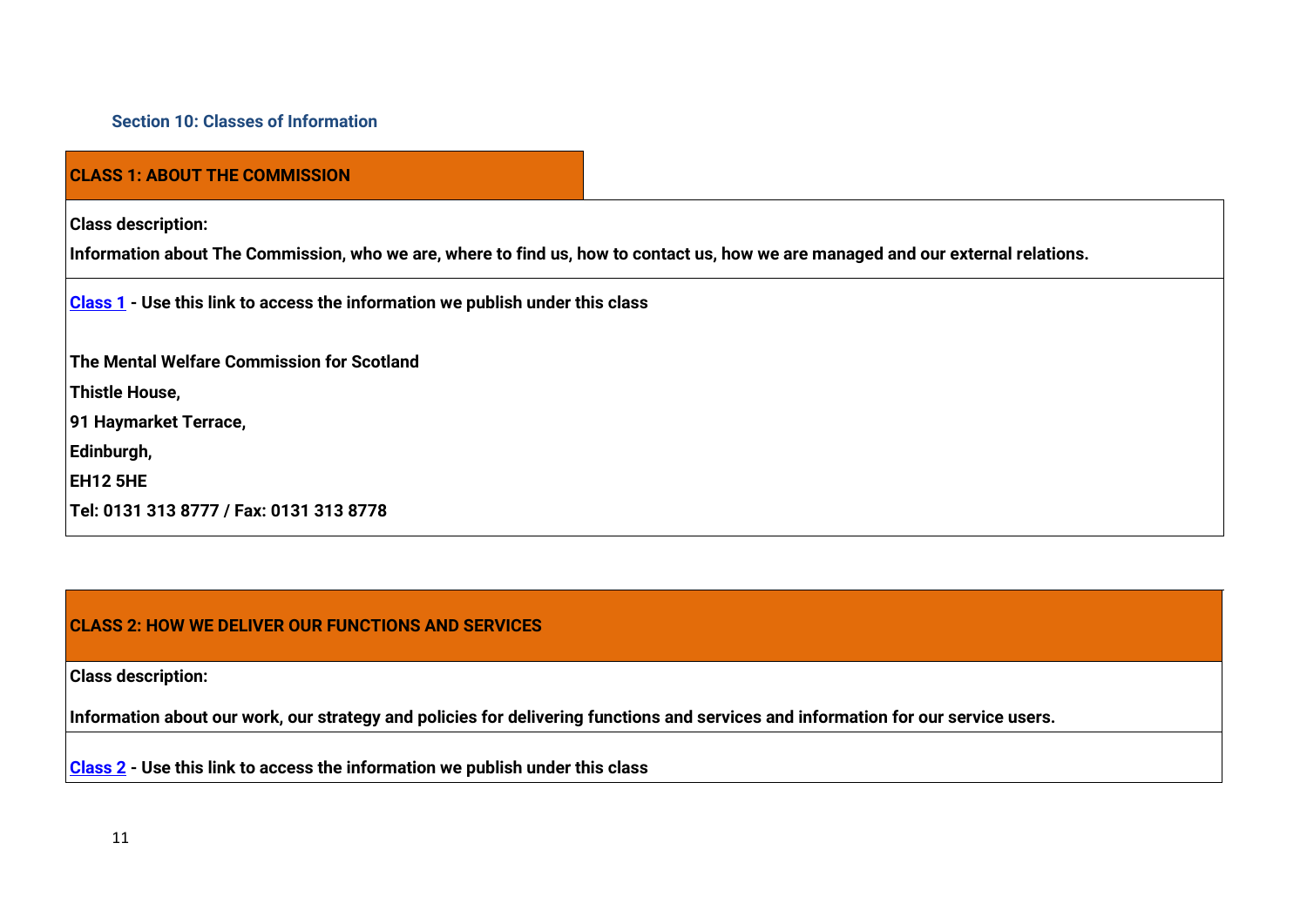### Section 10: Classes of Information

| **CLASS 1: ABOUT THE COMMISSION** |
|---|
| **Class description:**<br>**Information about The Commission, who we are, where to find us, how to contact us, how we are managed and our external relations.** |
| **Class 1 - Use this link to access the information we publish under this class**<br><br>**The Mental Welfare Commission for Scotland**<br>**Thistle House,**<br>**91 Haymarket Terrace,**<br>**Edinburgh,**<br>**EH12 5HE**<br>**Tel: 0131 313 8777 / Fax: 0131 313 8778** |

| **CLASS 2: HOW WE DELIVER OUR FUNCTIONS AND SERVICES** |
|---|
| **Class description:**<br>**Information about our work, our strategy and policies for delivering functions and services and information for our service users.** |
| **Class 2 - Use this link to access the information we publish under this class** |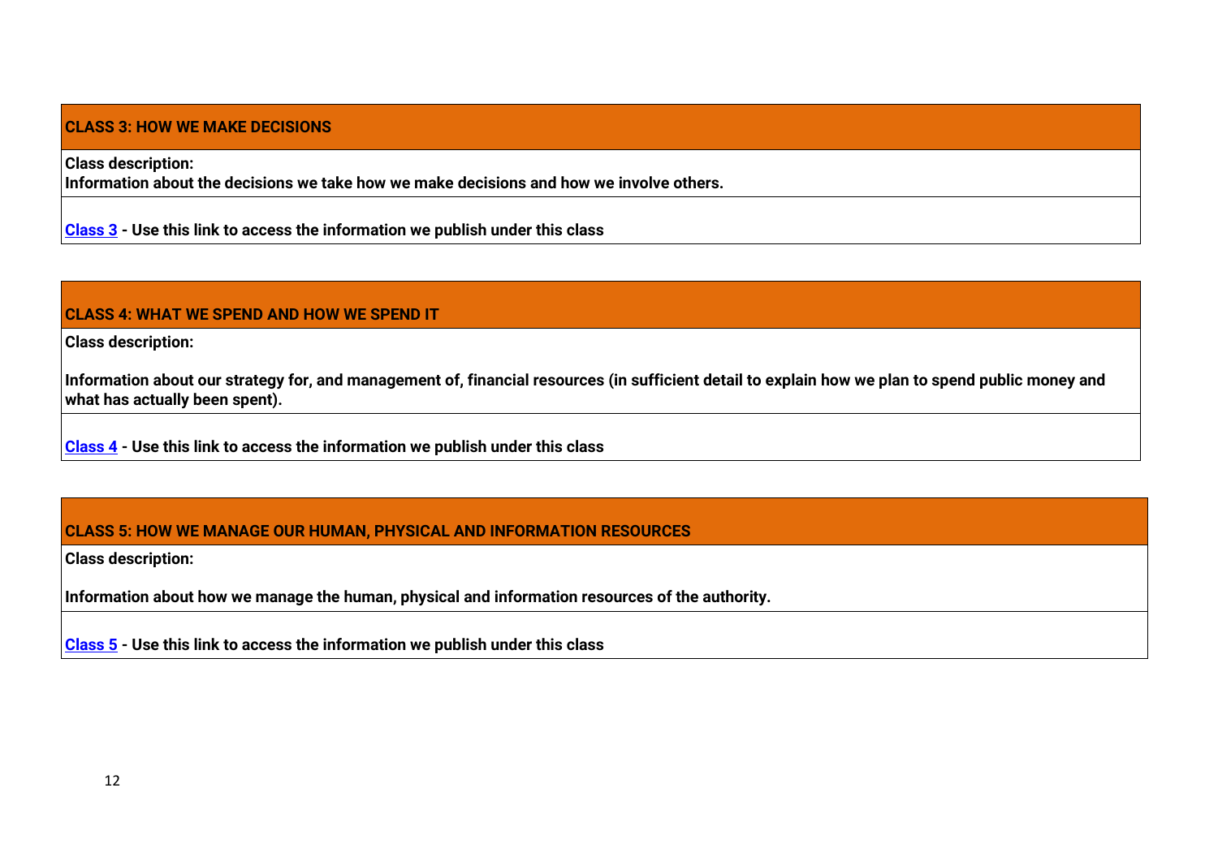## CLASS 3: HOW WE MAKE DECISIONS

**Class description:**
**Information about the decisions we take how we make decisions and how we involve others.**

**Class 3 - Use this link to access the information we publish under this class**

## CLASS 4: WHAT WE SPEND AND HOW WE SPEND IT

**Class description:**

**Information about our strategy for, and management of, financial resources (in sufficient detail to explain how we plan to spend public money and what has actually been spent).**

**Class 4 - Use this link to access the information we publish under this class**

## CLASS 5: HOW WE MANAGE OUR HUMAN, PHYSICAL AND INFORMATION RESOURCES

**Class description:**

**Information about how we manage the human, physical and information resources of the authority.**

**Class 5 - Use this link to access the information we publish under this class**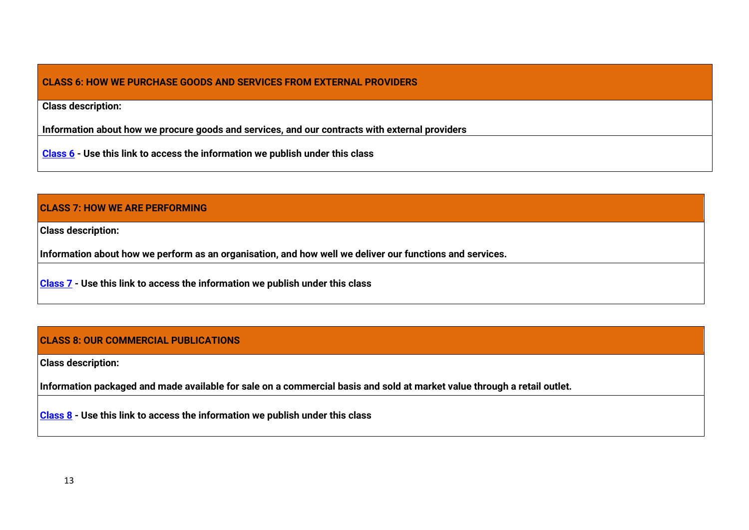## CLASS 6: HOW WE PURCHASE GOODS AND SERVICES FROM EXTERNAL PROVIDERS

**Class description:**

**Information about how we procure goods and services, and our contracts with external providers**

**Class 6 - Use this link to access the information we publish under this class**

## CLASS 7: HOW WE ARE PERFORMING

**Class description:**

**Information about how we perform as an organisation, and how well we deliver our functions and services.**

**Class 7 - Use this link to access the information we publish under this class**

## CLASS 8: OUR COMMERCIAL PUBLICATIONS

**Class description:**

**Information packaged and made available for sale on a commercial basis and sold at market value through a retail outlet.**

**Class 8 - Use this link to access the information we publish under this class**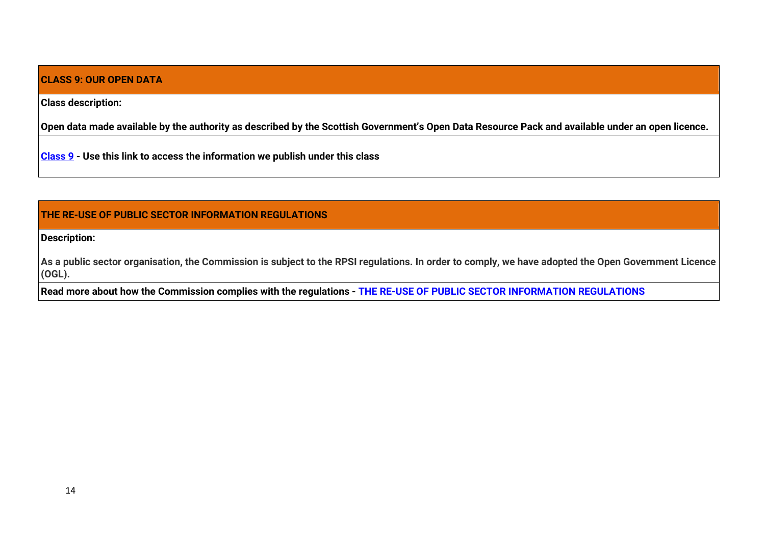| **CLASS 9: OUR OPEN DATA** |
|---|
| **Class description:**<br><br>**Open data made available by the authority as described by the Scottish Government's Open Data Resource Pack and available under an open licence.** |
| **Class 9 - Use this link to access the information we publish under this class** |

| **THE RE-USE OF PUBLIC SECTOR INFORMATION REGULATIONS** |
|---|
| **Description:**<br><br>**As a public sector organisation, the Commission is subject to the RPSI regulations. In order to comply, we have adopted the Open Government Licence (OGL).** |
| **Read more about how the Commission complies with the regulations - THE RE-USE OF PUBLIC SECTOR INFORMATION REGULATIONS** |